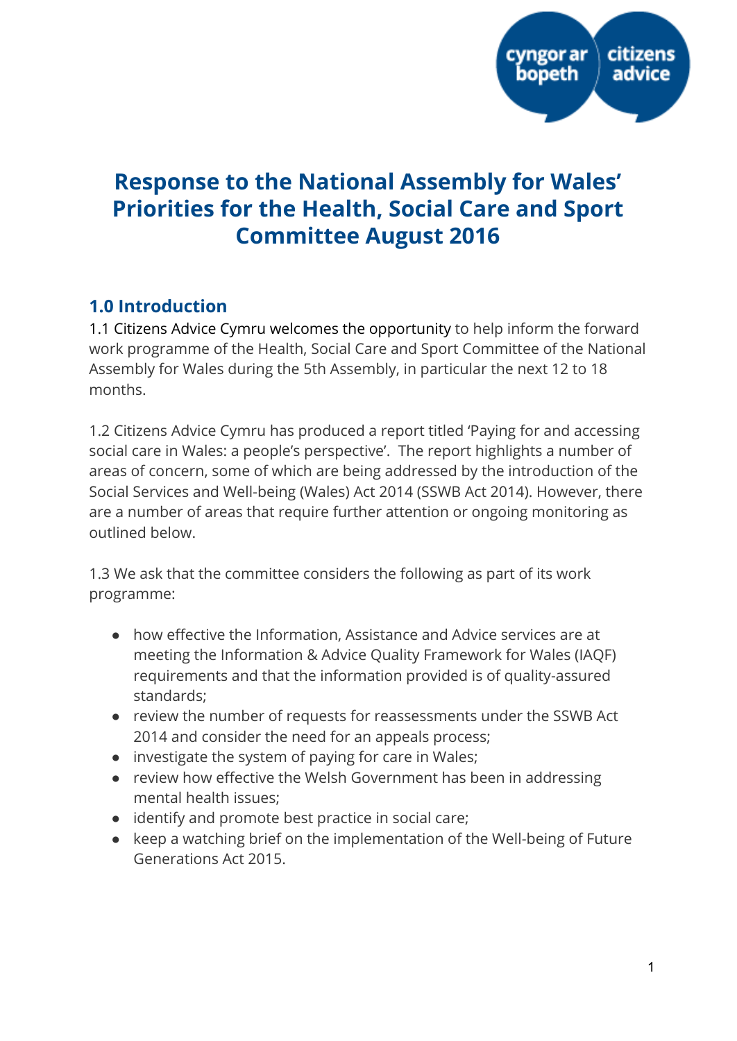# Response to the National Assembly for Wales' Priorities for the Health, Social Care and Sport Committee August 2016

## 1.0 Introduction

1.1 Citizens Advice Cymru welcomes the opportunity to help inform the forward work programme of the Health, Social Care and Sport Committee of the National Assembly for Wales during the 5th Assembly, in particular the next 12 to 18 months.

1.2 Citizens Advice Cymru has produced a report titled 'Paying for and accessing social care in Wales: a people's perspective'. The report highlights a number of areas of concern, some of which are being addressed by the introduction of the Social Services and Well-being (Wales) Act 2014 (SSWB Act 2014). However, there are a number of areas that require further attention or ongoing monitoring as outlined below.

1.3 We ask that the committee considers the following as part of its work programme:

- how effective the Information, Assistance and Advice services are at meeting the Information & Advice Quality Framework for Wales (IAQF) requirements and that the information provided is of quality-assured standards;
- review the number of requests for reassessments under the SSWB Act 2014 and consider the need for an appeals process;
- investigate the system of paying for care in Wales;
- review how effective the Welsh Government has been in addressing mental health issues;
- identify and promote best practice in social care;
- keep a watching brief on the implementation of the Well-being of Future Generations Act 2015.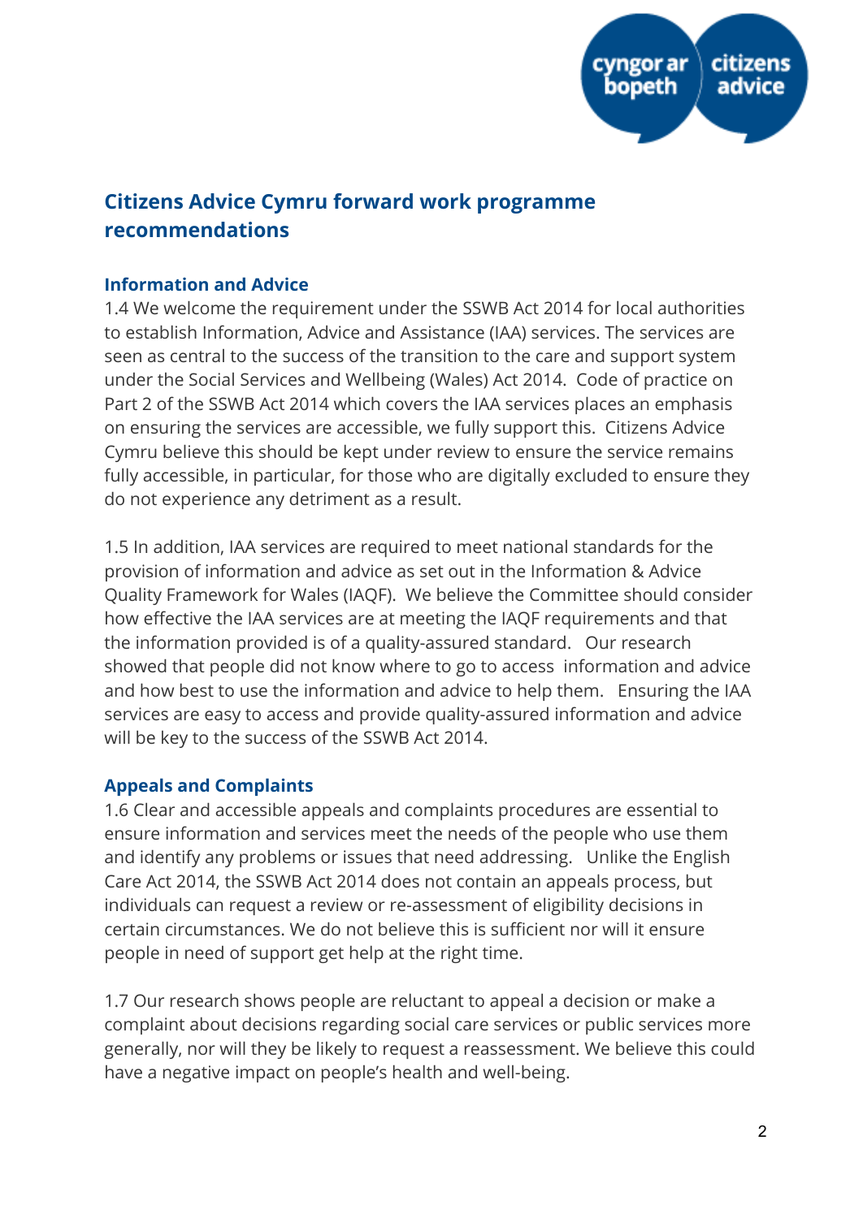## Citizens Advice Cymru forward work programme recommendations

### Information and Advice

1.4 We welcome the requirement under the SSWB Act 2014 for local authorities to establish Information, Advice and Assistance (IAA) services. The services are seen as central to the success of the transition to the care and support system under the Social Services and Wellbeing (Wales) Act 2014. Code of practice on Part 2 of the SSWB Act 2014 which covers the IAA services places an emphasis on ensuring the services are accessible, we fully support this. Citizens Advice Cymru believe this should be kept under review to ensure the service remains fully accessible, in particular, for those who are digitally excluded to ensure they do not experience any detriment as a result.

1.5 In addition, IAA services are required to meet national standards for the provision of information and advice as set out in the Information & Advice Quality Framework for Wales (IAQF). We believe the Committee should consider how effective the IAA services are at meeting the IAQF requirements and that the information provided is of a quality-assured standard. Our research showed that people did not know where to go to access information and advice and how best to use the information and advice to help them. Ensuring the IAA services are easy to access and provide quality-assured information and advice will be key to the success of the SSWB Act 2014.

### Appeals and Complaints

1.6 Clear and accessible appeals and complaints procedures are essential to ensure information and services meet the needs of the people who use them and identify any problems or issues that need addressing. Unlike the English Care Act 2014, the SSWB Act 2014 does not contain an appeals process, but individuals can request a review or re-assessment of eligibility decisions in certain circumstances. We do not believe this is sufficient nor will it ensure people in need of support get help at the right time.

1.7 Our research shows people are reluctant to appeal a decision or make a complaint about decisions regarding social care services or public services more generally, nor will they be likely to request a reassessment. We believe this could have a negative impact on people's health and well-being.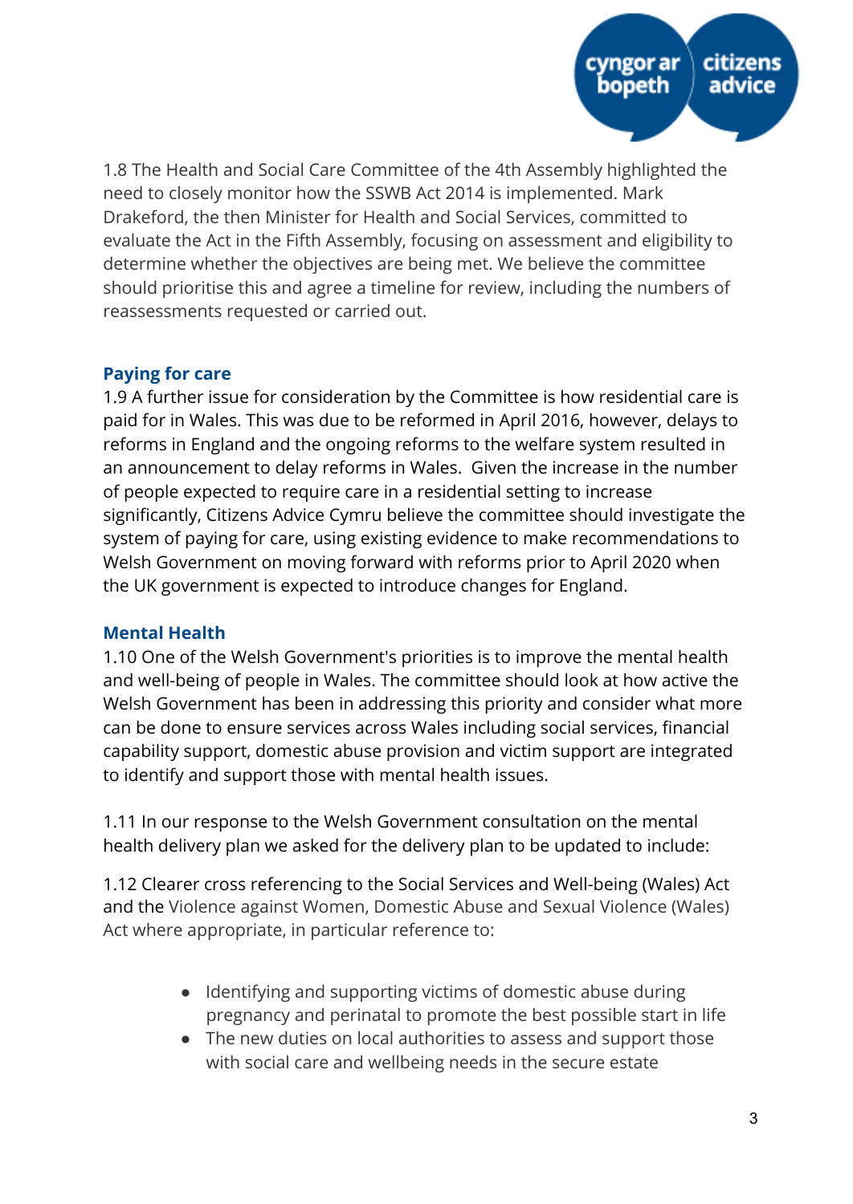1.8 The Health and Social Care Committee of the 4th Assembly highlighted the need to closely monitor how the SSWB Act 2014 is implemented. Mark Drakeford, the then Minister for Health and Social Services, committed to evaluate the Act in the Fifth Assembly, focusing on assessment and eligibility to determine whether the objectives are being met. We believe the committee should prioritise this and agree a timeline for review, including the numbers of reassessments requested or carried out.

### Paying for care

1.9 A further issue for consideration by the Committee is how residential care is paid for in Wales. This was due to be reformed in April 2016, however, delays to reforms in England and the ongoing reforms to the welfare system resulted in an announcement to delay reforms in Wales. Given the increase in the number of people expected to require care in a residential setting to increase significantly, Citizens Advice Cymru believe the committee should investigate the system of paying for care, using existing evidence to make recommendations to Welsh Government on moving forward with reforms prior to April 2020 when the UK government is expected to introduce changes for England.

### Mental Health

1.10 One of the Welsh Government's priorities is to improve the mental health and well-being of people in Wales. The committee should look at how active the Welsh Government has been in addressing this priority and consider what more can be done to ensure services across Wales including social services, financial capability support, domestic abuse provision and victim support are integrated to identify and support those with mental health issues.

1.11 In our response to the Welsh Government consultation on the mental health delivery plan we asked for the delivery plan to be updated to include:

1.12 Clearer cross referencing to the Social Services and Well-being (Wales) Act and the Violence against Women, Domestic Abuse and Sexual Violence (Wales) Act where appropriate, in particular reference to:

- Identifying and supporting victims of domestic abuse during pregnancy and perinatal to promote the best possible start in life
- The new duties on local authorities to assess and support those with social care and wellbeing needs in the secure estate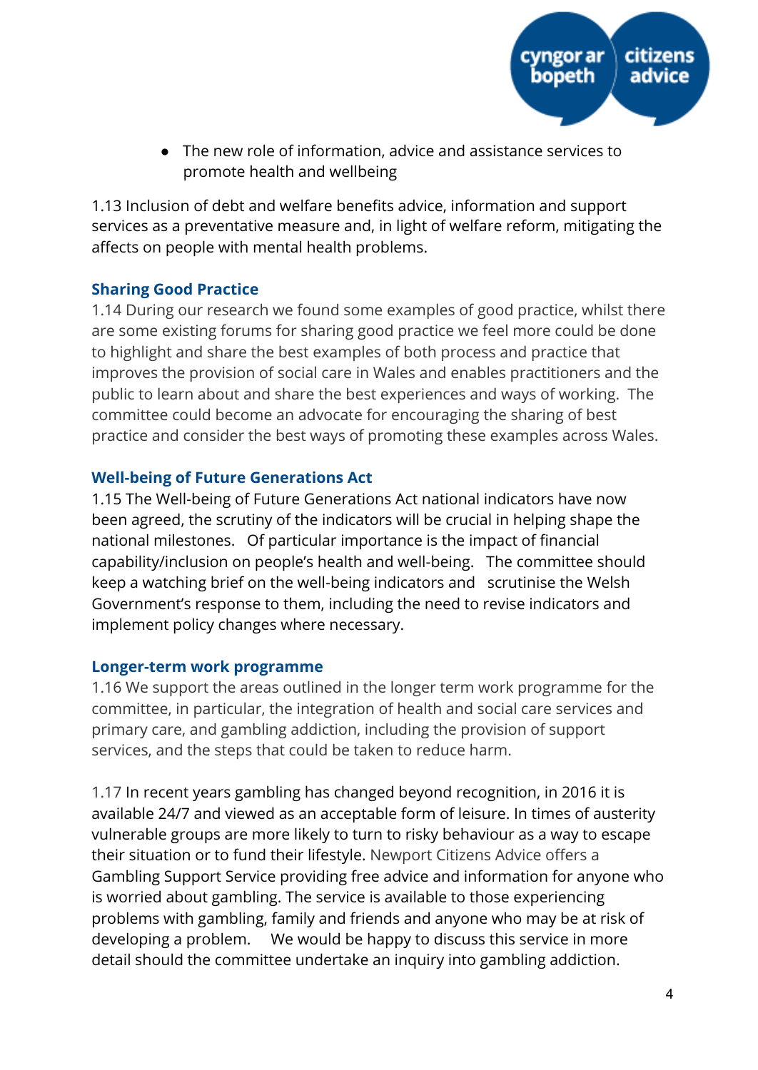- The new role of information, advice and assistance services to promote health and wellbeing

1.13 Inclusion of debt and welfare benefits advice, information and support services as a preventative measure and, in light of welfare reform, mitigating the affects on people with mental health problems.

### Sharing Good Practice

1.14 During our research we found some examples of good practice, whilst there are some existing forums for sharing good practice we feel more could be done to highlight and share the best examples of both process and practice that improves the provision of social care in Wales and enables practitioners and the public to learn about and share the best experiences and ways of working. The committee could become an advocate for encouraging the sharing of best practice and consider the best ways of promoting these examples across Wales.

### Well-being of Future Generations Act

1.15 The Well-being of Future Generations Act national indicators have now been agreed, the scrutiny of the indicators will be crucial in helping shape the national milestones. Of particular importance is the impact of financial capability/inclusion on people's health and well-being. The committee should keep a watching brief on the well-being indicators and scrutinise the Welsh Government's response to them, including the need to revise indicators and implement policy changes where necessary.

### Longer-term work programme

1.16 We support the areas outlined in the longer term work programme for the committee, in particular, the integration of health and social care services and primary care, and gambling addiction, including the provision of support services, and the steps that could be taken to reduce harm.

1.17 In recent years gambling has changed beyond recognition, in 2016 it is available 24/7 and viewed as an acceptable form of leisure. In times of austerity vulnerable groups are more likely to turn to risky behaviour as a way to escape their situation or to fund their lifestyle. Newport Citizens Advice offers a Gambling Support Service providing free advice and information for anyone who is worried about gambling. The service is available to those experiencing problems with gambling, family and friends and anyone who may be at risk of developing a problem. We would be happy to discuss this service in more detail should the committee undertake an inquiry into gambling addiction.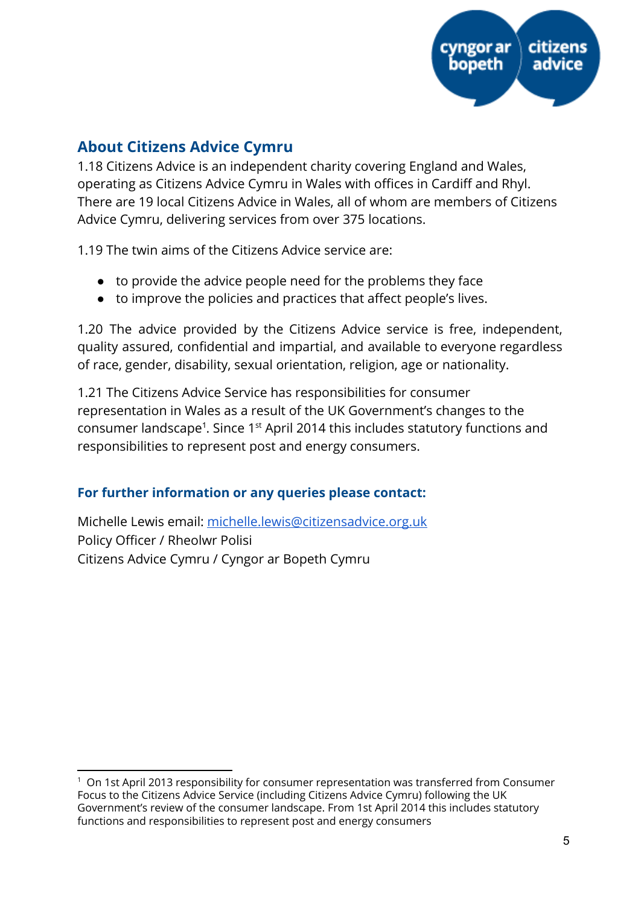## About Citizens Advice Cymru

1.18 Citizens Advice is an independent charity covering England and Wales, operating as Citizens Advice Cymru in Wales with offices in Cardiff and Rhyl. There are 19 local Citizens Advice in Wales, all of whom are members of Citizens Advice Cymru, delivering services from over 375 locations.

1.19 The twin aims of the Citizens Advice service are:

- to provide the advice people need for the problems they face
- to improve the policies and practices that affect people's lives.

1.20 The advice provided by the Citizens Advice service is free, independent, quality assured, confidential and impartial, and available to everyone regardless of race, gender, disability, sexual orientation, religion, age or nationality.

1.21 The Citizens Advice Service has responsibilities for consumer representation in Wales as a result of the UK Government's changes to the consumer landscape[1]. Since 1st April 2014 this includes statutory functions and responsibilities to represent post and energy consumers.

**For further information or any queries please contact:**

Michelle Lewis email: michelle.lewis@citizensadvice.org.uk
Policy Officer / Rheolwr Polisi
Citizens Advice Cymru / Cyngor ar Bopeth Cymru

---

[1] On 1st April 2013 responsibility for consumer representation was transferred from Consumer Focus to the Citizens Advice Service (including Citizens Advice Cymru) following the UK Government's review of the consumer landscape. From 1st April 2014 this includes statutory functions and responsibilities to represent post and energy consumers